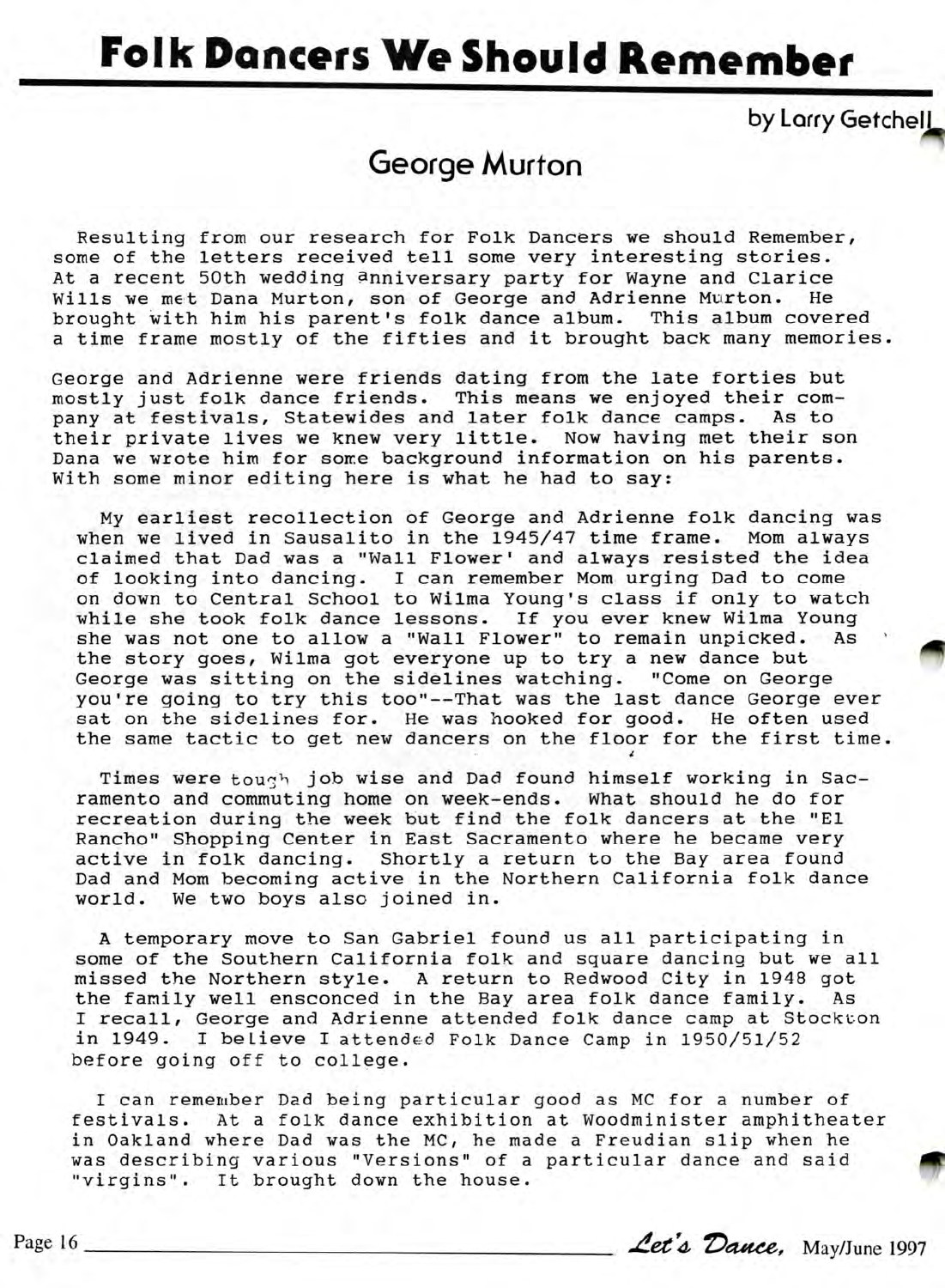# Folk Dancers We Should Remember

by Larry Getchell

## George Murton

Resulting from our research for Folk Dancers we should Remember, some of the letters received tell some very interesting stories. At a recent 50th wedding anniversary party for Wayne and Clarice Wills we met Dana Murton, son of George and Adrienne Murton. He brought with him his parent's folk dance album. This album covered a time frame mostly of the fifties and it brought back many memories.

George and Adrienne were friends dating from the late forties but mostly just folk dance friends. This means we enjoyed their company at festivals, Statewides and later folk dance camps. As to their private lives we knew very little. Now having met their son Dana we wrote him for some background information on his parents. With some minor editing here is what he had to say:

> My earliest recollection of George and Adrienne folk dancing was when we lived in Sausalito in the 1945/47 time frame. Mom always claimed that Dad was a "Wall Flower' and always resisted the idea of looking into dancing. I can remember Mom urging Dad to come on down to Central School to Wilma Young's class if only to watch while she took folk dance lessons. If you ever knew Wilma Young she was not one to allow a "Wall Flower" to remain unpicked. As the story goes, Wilma got everyone up to try a new dance but George was sitting on the sidelines watching. "Come on George you're going to try this too"--That was the last dance George ever sat on the sidelines for. He was hooked for good. He often used the same tactic to get new dancers on the floor for the first time.
>
> Times were tough job wise and Dad found himself working in Sacramento and commuting home on week-ends. What should he do for recreation during the week but find the folk dancers at the "El Rancho" Shopping Center in East Sacramento where he became very active in folk dancing. Shortly a return to the Bay area found Dad and Mom becoming active in the Northern California folk dance world. We two boys also joined in.
>
> A temporary move to San Gabriel found us all participating in some of the Southern California folk and square dancing but we all missed the Northern style. A return to Redwood City in 1948 got the family well ensconced in the Bay area folk dance family. As I recall, George and Adrienne attended folk dance camp at Stockton in 1949. I believe I attended Folk Dance Camp in 1950/51/52 before going off to college.
>
> I can remember Dad being particular good as MC for a number of festivals. At a folk dance exhibition at Woodminister amphitheater in Oakland where Dad was the MC, he made a Freudian slip when he was describing various "Versions" of a particular dance and said "virgins". It brought down the house.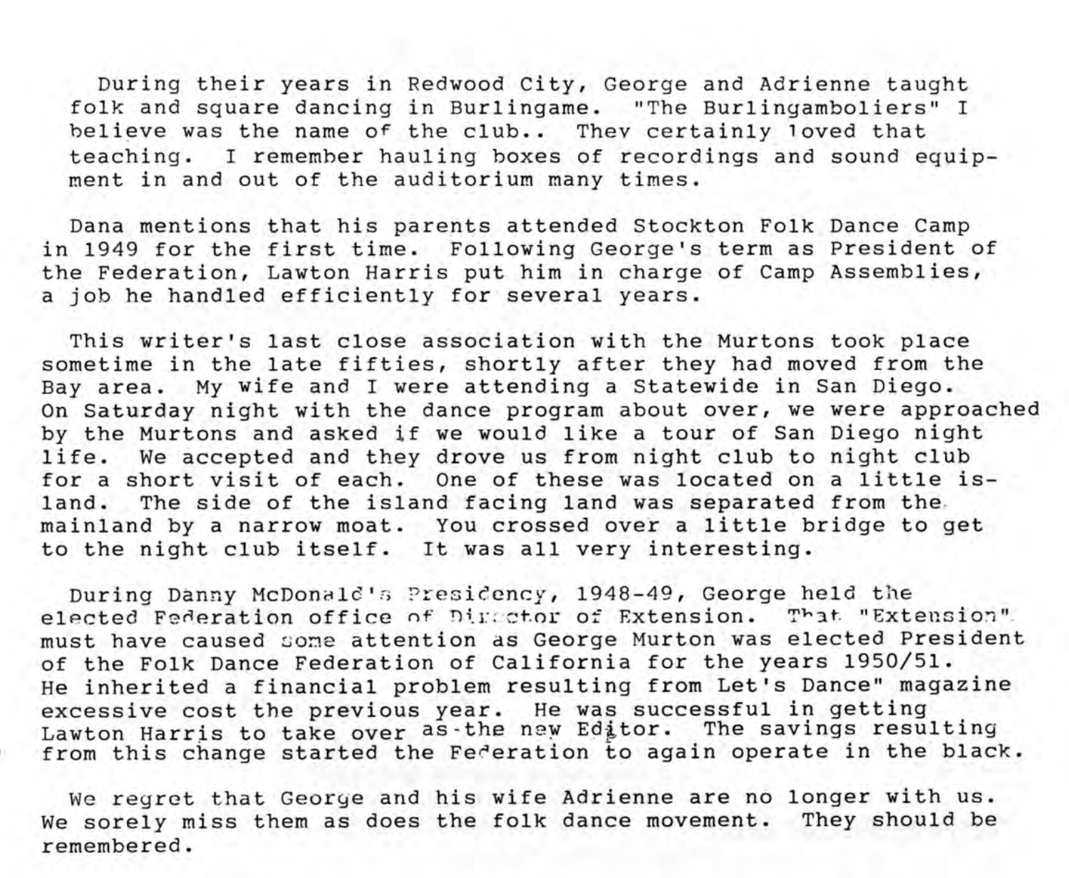During their years in Redwood City, George and Adrienne taught folk and square dancing in Burlingame. "The Burlingamboliers" I believe was the name of the club.. They certainly loved that teaching. I remember hauling boxes of recordings and sound equipment in and out of the auditorium many times.

Dana mentions that his parents attended Stockton Folk Dance Camp in 1949 for the first time. Following George's term as President of the Federation, Lawton Harris put him in charge of Camp Assemblies, a job he handled efficiently for several years.

This writer's last close association with the Murtons took place sometime in the late fifties, shortly after they had moved from the Bay area. My wife and I were attending a Statewide in San Diego. On Saturday night with the dance program about over, we were approached by the Murtons and asked if we would like a tour of San Diego night life. We accepted and they drove us from night club to night club for a short visit of each. One of these was located on a little island. The side of the island facing land was separated from the mainland by a narrow moat. You crossed over a little bridge to get to the night club itself. It was all very interesting.

During Danny McDonald's Presidency, 1948-49, George held the elected Federation office of Director of Extension. That "Extension" must have caused some attention as George Murton was elected President of the Folk Dance Federation of California for the years 1950/51. He inherited a financial problem resulting from Let's Dance" magazine excessive cost the previous year. He was successful in getting Lawton Harris to take over as the new Editor. The savings resulting from this change started the Federation to again operate in the black.

We regret that George and his wife Adrienne are no longer with us. We sorely miss them as does the folk dance movement. They should be remembered.